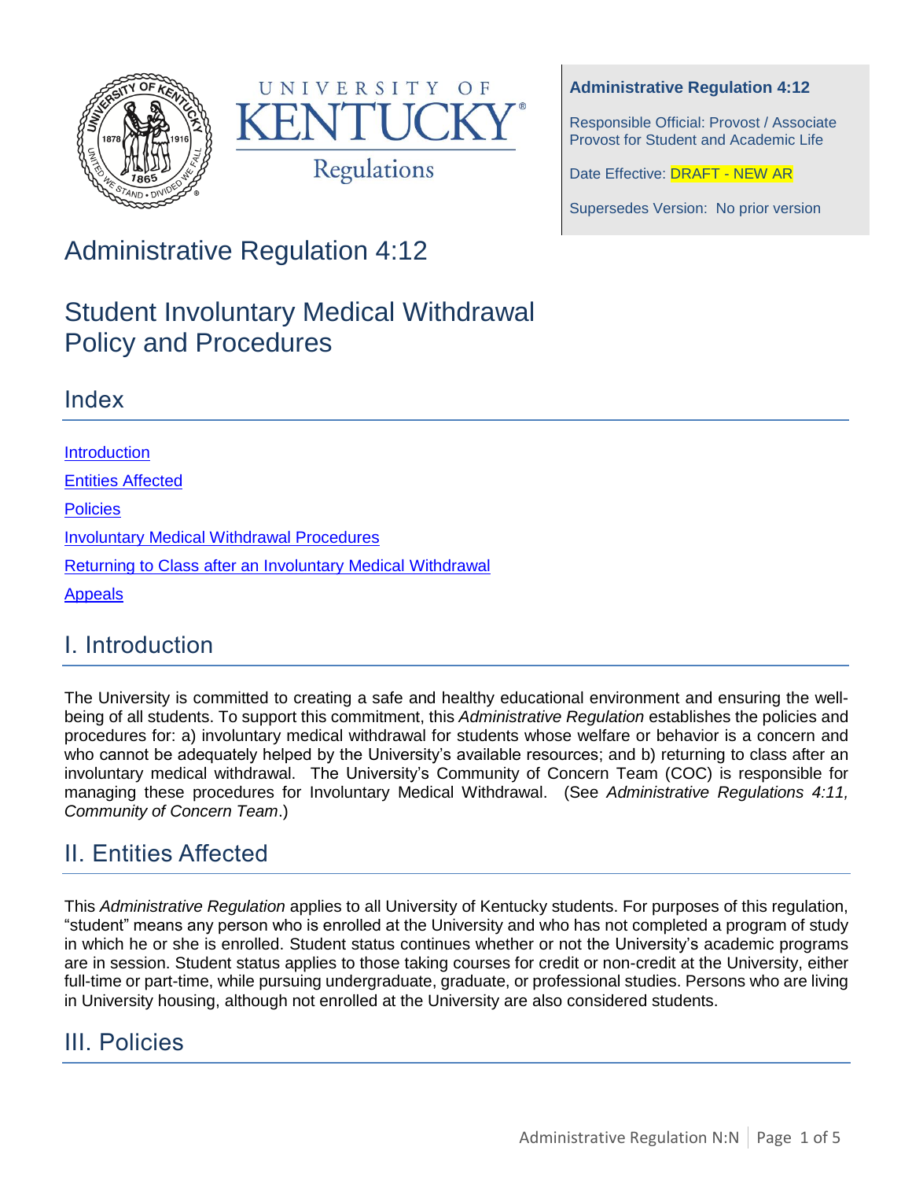**Administrative Regulation 4:12**

Responsible Official: Provost / Associate Provost for Student and Academic Life

Date Effective: DRAFT - NEW AR

Supersedes Version: No prior version

# Administrative Regulation 4:12

# Student Involuntary Medical Withdrawal Policy and Procedures

## Index

[Introduction](#i-introduction)

[Entities Affected](#ii-entities-affected)

[Policies](#iii-policies)

[Involuntary Medical Withdrawal Procedures]()

[Returning to Class after an Involuntary Medical Withdrawal]()

[Appeals]()

## I. Introduction

The University is committed to creating a safe and healthy educational environment and ensuring the well-being of all students. To support this commitment, this *Administrative Regulation* establishes the policies and procedures for: a) involuntary medical withdrawal for students whose welfare or behavior is a concern and who cannot be adequately helped by the University's available resources; and b) returning to class after an involuntary medical withdrawal. The University's Community of Concern Team (COC) is responsible for managing these procedures for Involuntary Medical Withdrawal. (See *Administrative Regulations 4:11, Community of Concern Team*.)

## II. Entities Affected

This *Administrative Regulation* applies to all University of Kentucky students. For purposes of this regulation, "student" means any person who is enrolled at the University and who has not completed a program of study in which he or she is enrolled. Student status continues whether or not the University's academic programs are in session. Student status applies to those taking courses for credit or non-credit at the University, either full-time or part-time, while pursuing undergraduate, graduate, or professional studies. Persons who are living in University housing, although not enrolled at the University are also considered students.

## III. Policies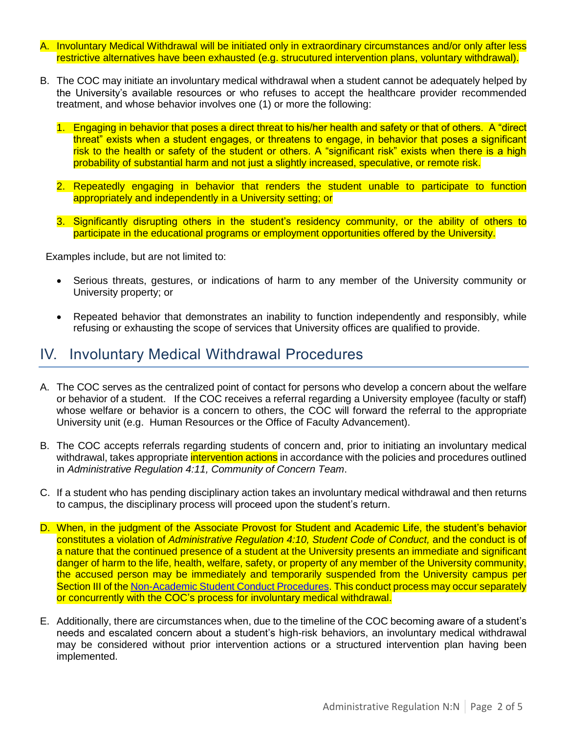A. Involuntary Medical Withdrawal will be initiated only in extraordinary circumstances and/or only after less restrictive alternatives have been exhausted (e.g. strucuctured intervention plans, voluntary withdrawal).

B. The COC may initiate an involuntary medical withdrawal when a student cannot be adequately helped by the University's available resources or who refuses to accept the healthcare provider recommended treatment, and whose behavior involves one (1) or more the following:

   1. Engaging in behavior that poses a direct threat to his/her health and safety or that of others. A "direct threat" exists when a student engages, or threatens to engage, in behavior that poses a significant risk to the health or safety of the student or others. A "significant risk" exists when there is a high probability of substantial harm and not just a slightly increased, speculative, or remote risk.

   2. Repeatedly engaging in behavior that renders the student unable to participate to function appropriately and independently in a University setting; or

   3. Significantly disrupting others in the student's residency community, or the ability of others to participate in the educational programs or employment opportunities offered by the University.

Examples include, but are not limited to:

- Serious threats, gestures, or indications of harm to any member of the University community or University property; or
- Repeated behavior that demonstrates an inability to function independently and responsibly, while refusing or exhausting the scope of services that University offices are qualified to provide.

## IV. Involuntary Medical Withdrawal Procedures

A. The COC serves as the centralized point of contact for persons who develop a concern about the welfare or behavior of a student. If the COC receives a referral regarding a University employee (faculty or staff) whose welfare or behavior is a concern to others, the COC will forward the referral to the appropriate University unit (e.g. Human Resources or the Office of Faculty Advancement).

B. The COC accepts referrals regarding students of concern and, prior to initiating an involuntary medical withdrawal, takes appropriate intervention actions in accordance with the policies and procedures outlined in *Administrative Regulation 4:11, Community of Concern Team*.

C. If a student who has pending disciplinary action takes an involuntary medical withdrawal and then returns to campus, the disciplinary process will proceed upon the student's return.

D. When, in the judgment of the Associate Provost for Student and Academic Life, the student's behavior constitutes a violation of *Administrative Regulation 4:10, Student Code of Conduct,* and the conduct is of a nature that the continued presence of a student at the University presents an immediate and significant danger of harm to the life, health, welfare, safety, or property of any member of the University community, the accused person may be immediately and temporarily suspended from the University campus per Section III of the Non-Academic Student Conduct Procedures. This conduct process may occur separately or concurrently with the COC's process for involuntary medical withdrawal.

E. Additionally, there are circumstances when, due to the timeline of the COC becoming aware of a student's needs and escalated concern about a student's high-risk behaviors, an involuntary medical withdrawal may be considered without prior intervention actions or a structured intervention plan having been implemented.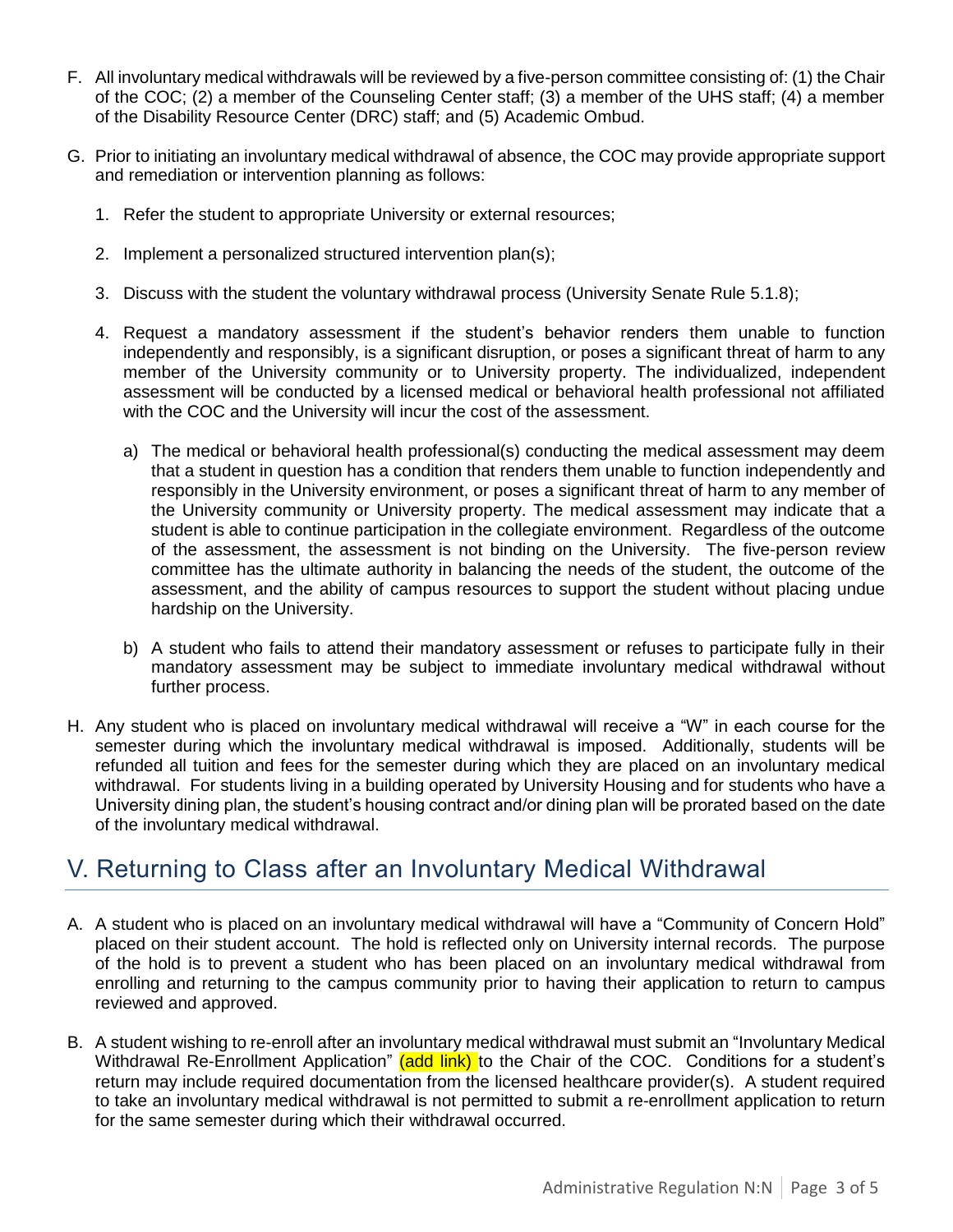F. All involuntary medical withdrawals will be reviewed by a five-person committee consisting of: (1) the Chair of the COC; (2) a member of the Counseling Center staff; (3) a member of the UHS staff; (4) a member of the Disability Resource Center (DRC) staff; and (5) Academic Ombud.

G. Prior to initiating an involuntary medical withdrawal of absence, the COC may provide appropriate support and remediation or intervention planning as follows:

   1. Refer the student to appropriate University or external resources;

   2. Implement a personalized structured intervention plan(s);

   3. Discuss with the student the voluntary withdrawal process (University Senate Rule 5.1.8);

   4. Request a mandatory assessment if the student's behavior renders them unable to function independently and responsibly, is a significant disruption, or poses a significant threat of harm to any member of the University community or to University property. The individualized, independent assessment will be conducted by a licensed medical or behavioral health professional not affiliated with the COC and the University will incur the cost of the assessment.

      a) The medical or behavioral health professional(s) conducting the medical assessment may deem that a student in question has a condition that renders them unable to function independently and responsibly in the University environment, or poses a significant threat of harm to any member of the University community or University property. The medical assessment may indicate that a student is able to continue participation in the collegiate environment. Regardless of the outcome of the assessment, the assessment is not binding on the University. The five-person review committee has the ultimate authority in balancing the needs of the student, the outcome of the assessment, and the ability of campus resources to support the student without placing undue hardship on the University.

      b) A student who fails to attend their mandatory assessment or refuses to participate fully in their mandatory assessment may be subject to immediate involuntary medical withdrawal without further process.

H. Any student who is placed on involuntary medical withdrawal will receive a "W" in each course for the semester during which the involuntary medical withdrawal is imposed. Additionally, students will be refunded all tuition and fees for the semester during which they are placed on an involuntary medical withdrawal. For students living in a building operated by University Housing and for students who have a University dining plan, the student's housing contract and/or dining plan will be prorated based on the date of the involuntary medical withdrawal.

## V. Returning to Class after an Involuntary Medical Withdrawal

A. A student who is placed on an involuntary medical withdrawal will have a "Community of Concern Hold" placed on their student account. The hold is reflected only on University internal records. The purpose of the hold is to prevent a student who has been placed on an involuntary medical withdrawal from enrolling and returning to the campus community prior to having their application to return to campus reviewed and approved.

B. A student wishing to re-enroll after an involuntary medical withdrawal must submit an "Involuntary Medical Withdrawal Re-Enrollment Application" (add link) to the Chair of the COC. Conditions for a student's return may include required documentation from the licensed healthcare provider(s). A student required to take an involuntary medical withdrawal is not permitted to submit a re-enrollment application to return for the same semester during which their withdrawal occurred.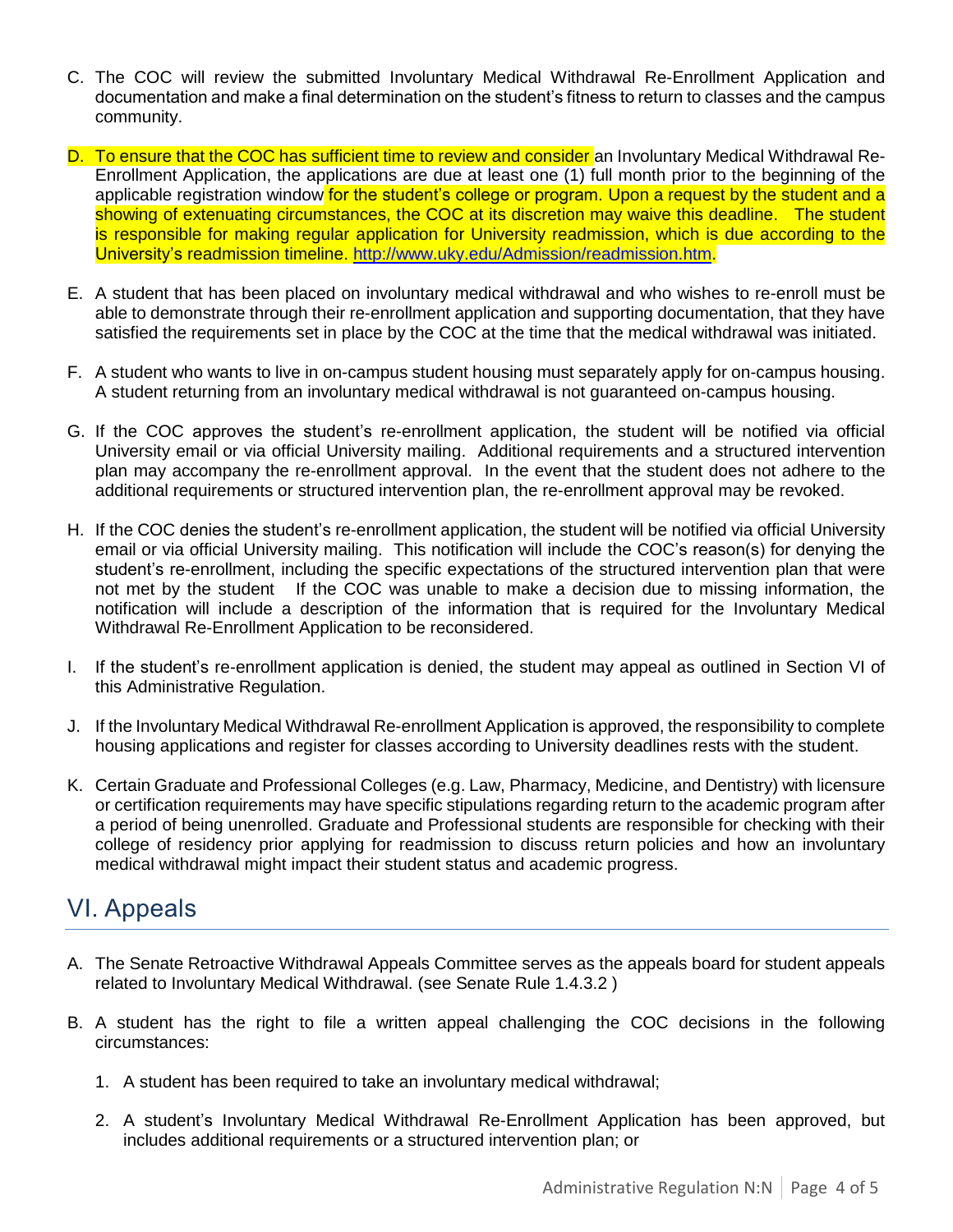C. The COC will review the submitted Involuntary Medical Withdrawal Re-Enrollment Application and documentation and make a final determination on the student's fitness to return to classes and the campus community.

D. To ensure that the COC has sufficient time to review and consider an Involuntary Medical Withdrawal Re-Enrollment Application, the applications are due at least one (1) full month prior to the beginning of the applicable registration window for the student's college or program. Upon a request by the student and a showing of extenuating circumstances, the COC at its discretion may waive this deadline. The student is responsible for making regular application for University readmission, which is due according to the University's readmission timeline. http://www.uky.edu/Admission/readmission.htm.

E. A student that has been placed on involuntary medical withdrawal and who wishes to re-enroll must be able to demonstrate through their re-enrollment application and supporting documentation, that they have satisfied the requirements set in place by the COC at the time that the medical withdrawal was initiated.

F. A student who wants to live in on-campus student housing must separately apply for on-campus housing. A student returning from an involuntary medical withdrawal is not guaranteed on-campus housing.

G. If the COC approves the student's re-enrollment application, the student will be notified via official University email or via official University mailing. Additional requirements and a structured intervention plan may accompany the re-enrollment approval. In the event that the student does not adhere to the additional requirements or structured intervention plan, the re-enrollment approval may be revoked.

H. If the COC denies the student's re-enrollment application, the student will be notified via official University email or via official University mailing. This notification will include the COC's reason(s) for denying the student's re-enrollment, including the specific expectations of the structured intervention plan that were not met by the student If the COC was unable to make a decision due to missing information, the notification will include a description of the information that is required for the Involuntary Medical Withdrawal Re-Enrollment Application to be reconsidered.

I. If the student's re-enrollment application is denied, the student may appeal as outlined in Section VI of this Administrative Regulation.

J. If the Involuntary Medical Withdrawal Re-enrollment Application is approved, the responsibility to complete housing applications and register for classes according to University deadlines rests with the student.

K. Certain Graduate and Professional Colleges (e.g. Law, Pharmacy, Medicine, and Dentistry) with licensure or certification requirements may have specific stipulations regarding return to the academic program after a period of being unenrolled. Graduate and Professional students are responsible for checking with their college of residency prior applying for readmission to discuss return policies and how an involuntary medical withdrawal might impact their student status and academic progress.

## VI. Appeals

A. The Senate Retroactive Withdrawal Appeals Committee serves as the appeals board for student appeals related to Involuntary Medical Withdrawal. (see Senate Rule 1.4.3.2 )

B. A student has the right to file a written appeal challenging the COC decisions in the following circumstances:

   1. A student has been required to take an involuntary medical withdrawal;

   2. A student's Involuntary Medical Withdrawal Re-Enrollment Application has been approved, but includes additional requirements or a structured intervention plan; or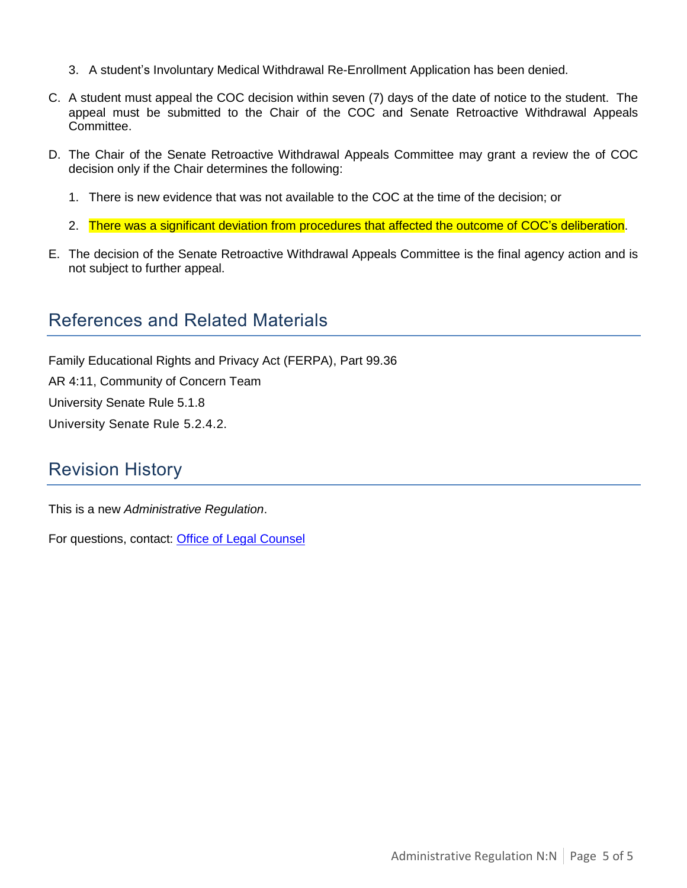3. A student's Involuntary Medical Withdrawal Re-Enrollment Application has been denied.

C. A student must appeal the COC decision within seven (7) days of the date of notice to the student. The appeal must be submitted to the Chair of the COC and Senate Retroactive Withdrawal Appeals Committee.

D. The Chair of the Senate Retroactive Withdrawal Appeals Committee may grant a review the of COC decision only if the Chair determines the following:

   1. There is new evidence that was not available to the COC at the time of the decision; or

   2. There was a significant deviation from procedures that affected the outcome of COC's deliberation.

E. The decision of the Senate Retroactive Withdrawal Appeals Committee is the final agency action and is not subject to further appeal.

## References and Related Materials

Family Educational Rights and Privacy Act (FERPA), Part 99.36

AR 4:11, Community of Concern Team

University Senate Rule 5.1.8

University Senate Rule 5.2.4.2.

## Revision History

This is a new *Administrative Regulation*.

For questions, contact: [Office of Legal Counsel]